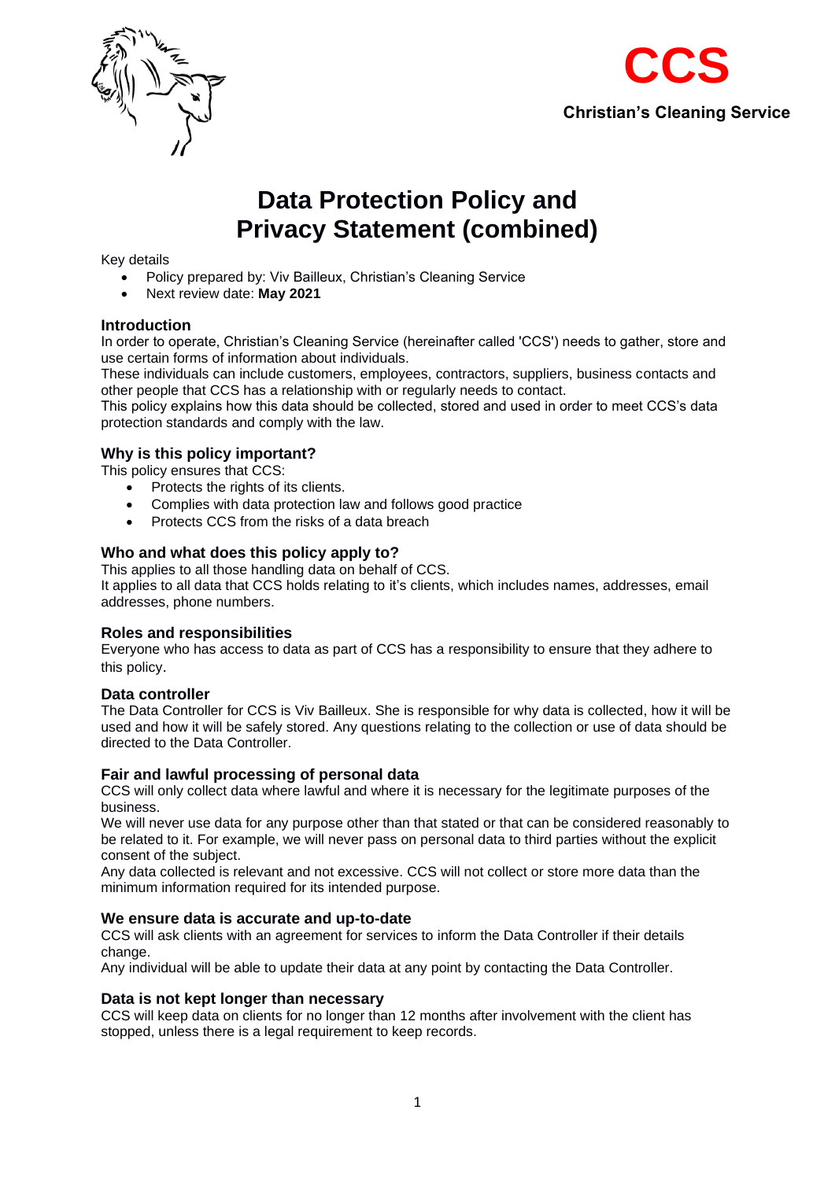**CCS**

**Christian's Cleaning Service**

# Data Protection Policy and Privacy Statement (combined)

Key details

- Policy prepared by: Viv Bailleux, Christian's Cleaning Service
- Next review date: **May 2021**

## Introduction

In order to operate, Christian's Cleaning Service (hereinafter called 'CCS') needs to gather, store and use certain forms of information about individuals.

These individuals can include customers, employees, contractors, suppliers, business contacts and other people that CCS has a relationship with or regularly needs to contact.

This policy explains how this data should be collected, stored and used in order to meet CCS's data protection standards and comply with the law.

## Why is this policy important?

This policy ensures that CCS:

- Protects the rights of its clients.
- Complies with data protection law and follows good practice
- Protects CCS from the risks of a data breach

## Who and what does this policy apply to?

This applies to all those handling data on behalf of CCS.

It applies to all data that CCS holds relating to it's clients, which includes names, addresses, email addresses, phone numbers.

## Roles and responsibilities

Everyone who has access to data as part of CCS has a responsibility to ensure that they adhere to this policy.

## Data controller

The Data Controller for CCS is Viv Bailleux. She is responsible for why data is collected, how it will be used and how it will be safely stored. Any questions relating to the collection or use of data should be directed to the Data Controller.

## Fair and lawful processing of personal data

CCS will only collect data where lawful and where it is necessary for the legitimate purposes of the business.

We will never use data for any purpose other than that stated or that can be considered reasonably to be related to it. For example, we will never pass on personal data to third parties without the explicit consent of the subject.

Any data collected is relevant and not excessive. CCS will not collect or store more data than the minimum information required for its intended purpose.

## We ensure data is accurate and up-to-date

CCS will ask clients with an agreement for services to inform the Data Controller if their details change.

Any individual will be able to update their data at any point by contacting the Data Controller.

## Data is not kept longer than necessary

CCS will keep data on clients for no longer than 12 months after involvement with the client has stopped, unless there is a legal requirement to keep records.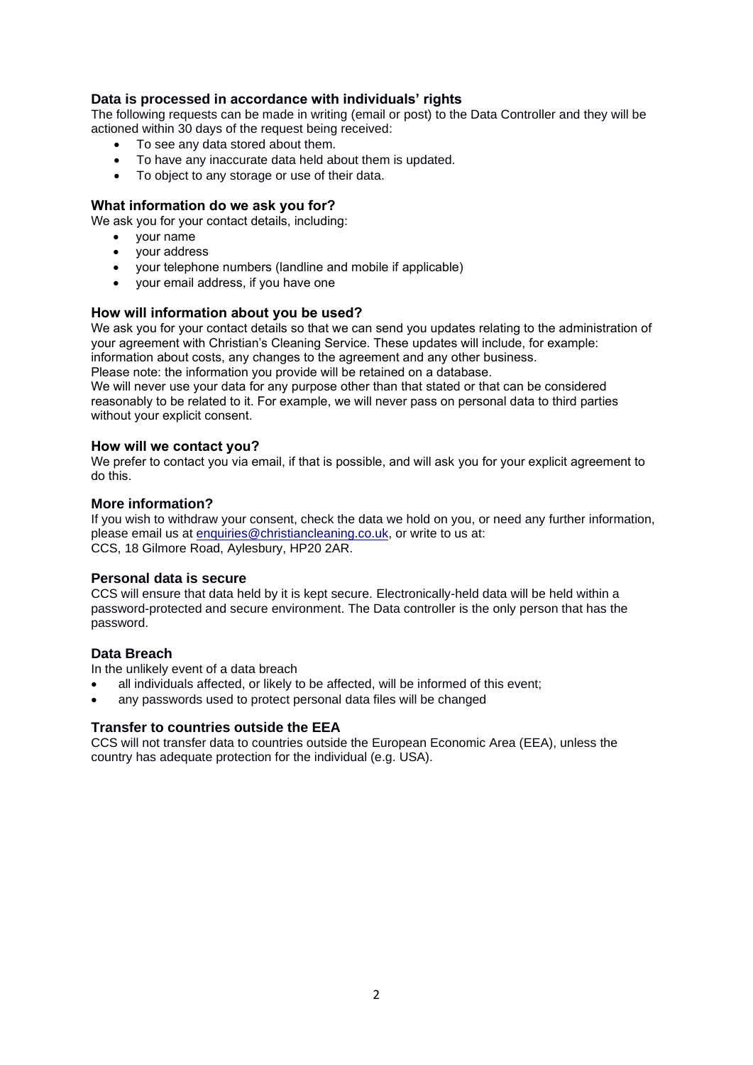### Data is processed in accordance with individuals' rights

The following requests can be made in writing (email or post) to the Data Controller and they will be actioned within 30 days of the request being received:

- To see any data stored about them.
- To have any inaccurate data held about them is updated.
- To object to any storage or use of their data.

### What information do we ask you for?

We ask you for your contact details, including:

- your name
- your address
- your telephone numbers (landline and mobile if applicable)
- your email address, if you have one

### How will information about you be used?

We ask you for your contact details so that we can send you updates relating to the administration of your agreement with Christian's Cleaning Service. These updates will include, for example: information about costs, any changes to the agreement and any other business.

Please note: the information you provide will be retained on a database.

We will never use your data for any purpose other than that stated or that can be considered reasonably to be related to it. For example, we will never pass on personal data to third parties without your explicit consent.

### How will we contact you?

We prefer to contact you via email, if that is possible, and will ask you for your explicit agreement to do this.

### More information?

If you wish to withdraw your consent, check the data we hold on you, or need any further information, please email us at enquiries@christiancleaning.co.uk, or write to us at:
CCS, 18 Gilmore Road, Aylesbury, HP20 2AR.

### Personal data is secure

CCS will ensure that data held by it is kept secure. Electronically-held data will be held within a password-protected and secure environment. The Data controller is the only person that has the password.

### Data Breach

In the unlikely event of a data breach

- all individuals affected, or likely to be affected, will be informed of this event;
- any passwords used to protect personal data files will be changed

### Transfer to countries outside the EEA

CCS will not transfer data to countries outside the European Economic Area (EEA), unless the country has adequate protection for the individual (e.g. USA).